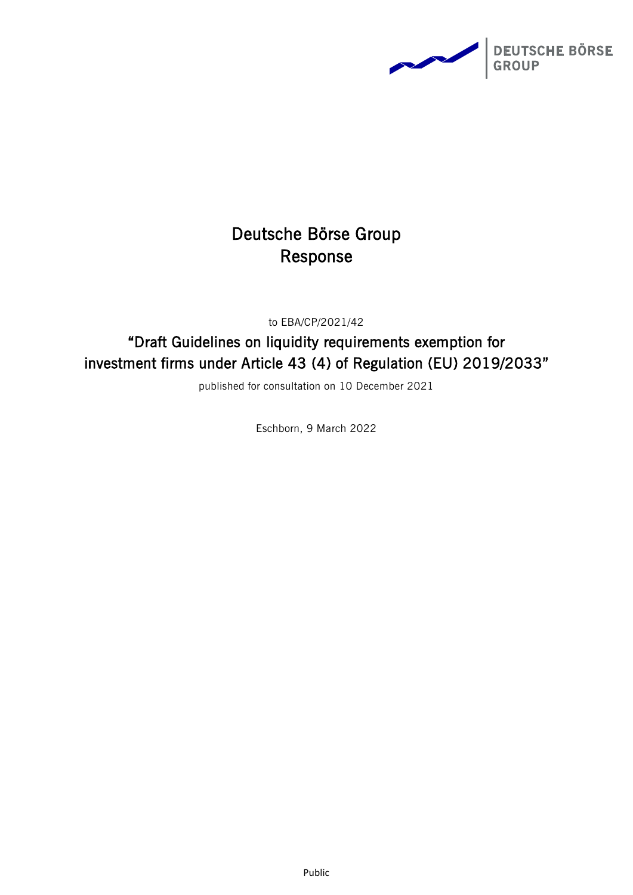# Deutsche Börse Group Response

to EBA/CP/2021/42

## "Draft Guidelines on liquidity requirements exemption for investment firms under Article 43 (4) of Regulation (EU) 2019/2033"

published for consultation on 10 December 2021

Eschborn, 9 March 2022

Public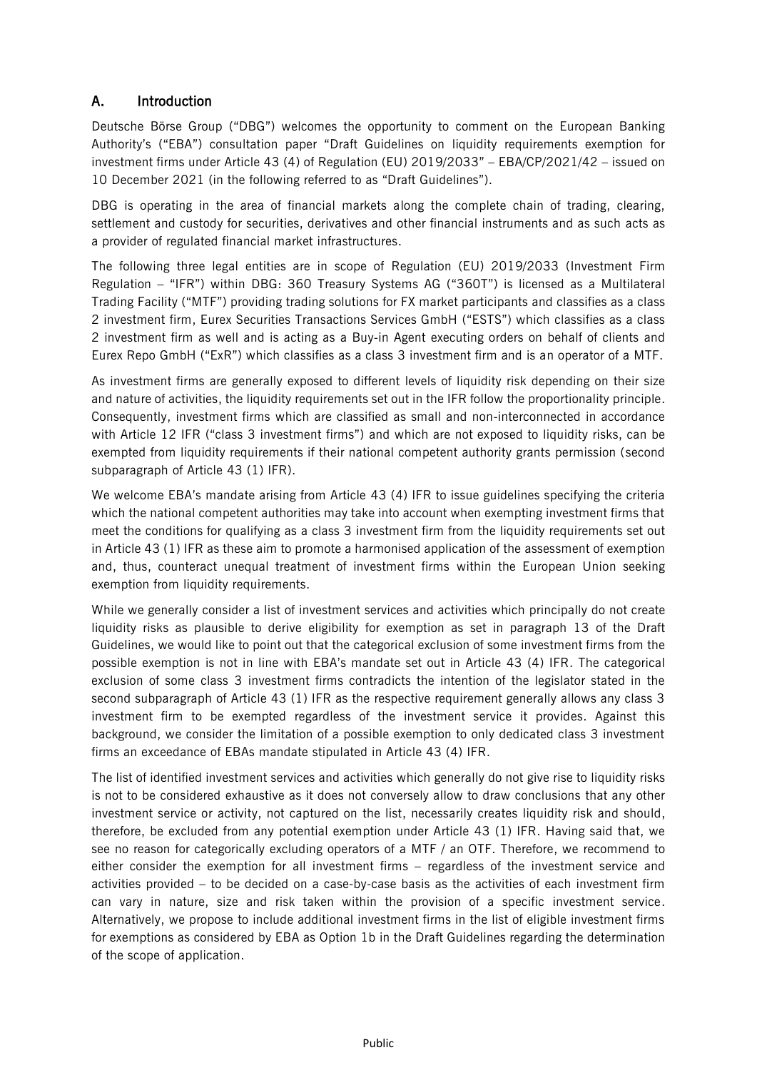## A. Introduction

Deutsche Börse Group ("DBG") welcomes the opportunity to comment on the European Banking Authority's ("EBA") consultation paper "Draft Guidelines on liquidity requirements exemption for investment firms under Article 43 (4) of Regulation (EU) 2019/2033" – EBA/CP/2021/42 – issued on 10 December 2021 (in the following referred to as "Draft Guidelines").

DBG is operating in the area of financial markets along the complete chain of trading, clearing, settlement and custody for securities, derivatives and other financial instruments and as such acts as a provider of regulated financial market infrastructures.

The following three legal entities are in scope of Regulation (EU) 2019/2033 (Investment Firm Regulation – "IFR") within DBG: 360 Treasury Systems AG ("360T") is licensed as a Multilateral Trading Facility ("MTF") providing trading solutions for FX market participants and classifies as a class 2 investment firm, Eurex Securities Transactions Services GmbH ("ESTS") which classifies as a class 2 investment firm as well and is acting as a Buy-in Agent executing orders on behalf of clients and Eurex Repo GmbH ("ExR") which classifies as a class 3 investment firm and is an operator of a MTF.

As investment firms are generally exposed to different levels of liquidity risk depending on their size and nature of activities, the liquidity requirements set out in the IFR follow the proportionality principle. Consequently, investment firms which are classified as small and non-interconnected in accordance with Article 12 IFR ("class 3 investment firms") and which are not exposed to liquidity risks, can be exempted from liquidity requirements if their national competent authority grants permission (second subparagraph of Article 43 (1) IFR).

We welcome EBA's mandate arising from Article 43 (4) IFR to issue guidelines specifying the criteria which the national competent authorities may take into account when exempting investment firms that meet the conditions for qualifying as a class 3 investment firm from the liquidity requirements set out in Article 43 (1) IFR as these aim to promote a harmonised application of the assessment of exemption and, thus, counteract unequal treatment of investment firms within the European Union seeking exemption from liquidity requirements.

While we generally consider a list of investment services and activities which principally do not create liquidity risks as plausible to derive eligibility for exemption as set in paragraph 13 of the Draft Guidelines, we would like to point out that the categorical exclusion of some investment firms from the possible exemption is not in line with EBA's mandate set out in Article 43 (4) IFR. The categorical exclusion of some class 3 investment firms contradicts the intention of the legislator stated in the second subparagraph of Article 43 (1) IFR as the respective requirement generally allows any class 3 investment firm to be exempted regardless of the investment service it provides. Against this background, we consider the limitation of a possible exemption to only dedicated class 3 investment firms an exceedance of EBAs mandate stipulated in Article 43 (4) IFR.

The list of identified investment services and activities which generally do not give rise to liquidity risks is not to be considered exhaustive as it does not conversely allow to draw conclusions that any other investment service or activity, not captured on the list, necessarily creates liquidity risk and should, therefore, be excluded from any potential exemption under Article 43 (1) IFR. Having said that, we see no reason for categorically excluding operators of a MTF / an OTF. Therefore, we recommend to either consider the exemption for all investment firms – regardless of the investment service and activities provided – to be decided on a case-by-case basis as the activities of each investment firm can vary in nature, size and risk taken within the provision of a specific investment service. Alternatively, we propose to include additional investment firms in the list of eligible investment firms for exemptions as considered by EBA as Option 1b in the Draft Guidelines regarding the determination of the scope of application.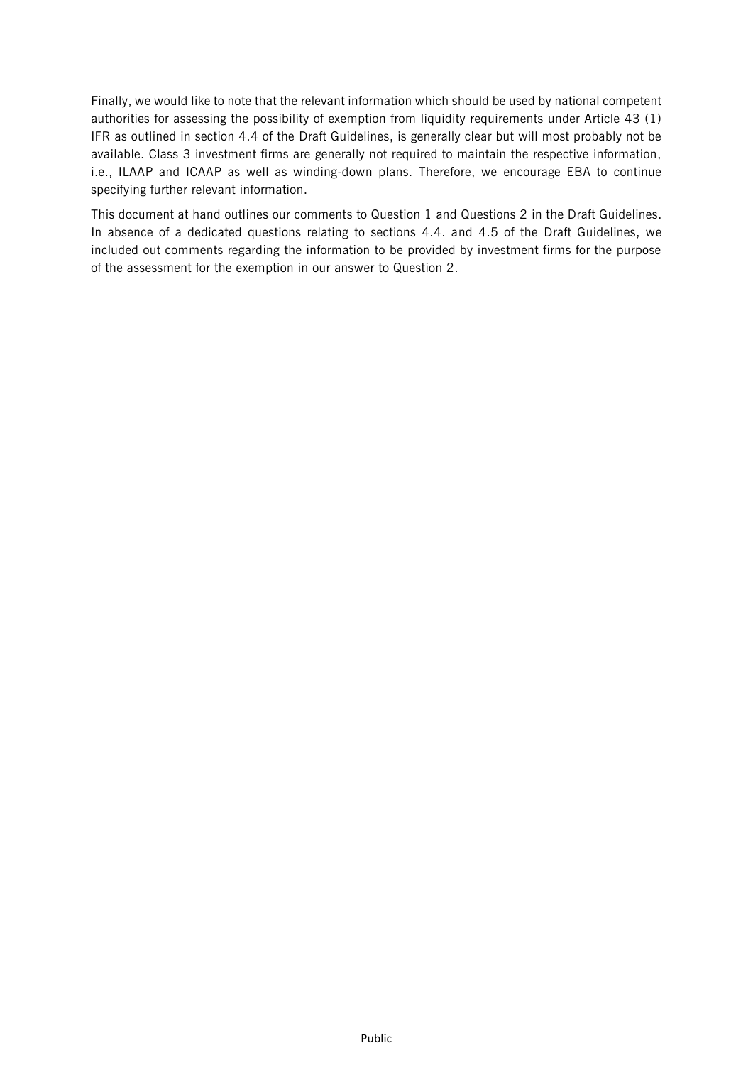Finally, we would like to note that the relevant information which should be used by national competent authorities for assessing the possibility of exemption from liquidity requirements under Article 43 (1) IFR as outlined in section 4.4 of the Draft Guidelines, is generally clear but will most probably not be available. Class 3 investment firms are generally not required to maintain the respective information, i.e., ILAAP and ICAAP as well as winding-down plans. Therefore, we encourage EBA to continue specifying further relevant information.

This document at hand outlines our comments to Question 1 and Questions 2 in the Draft Guidelines. In absence of a dedicated questions relating to sections 4.4. and 4.5 of the Draft Guidelines, we included out comments regarding the information to be provided by investment firms for the purpose of the assessment for the exemption in our answer to Question 2.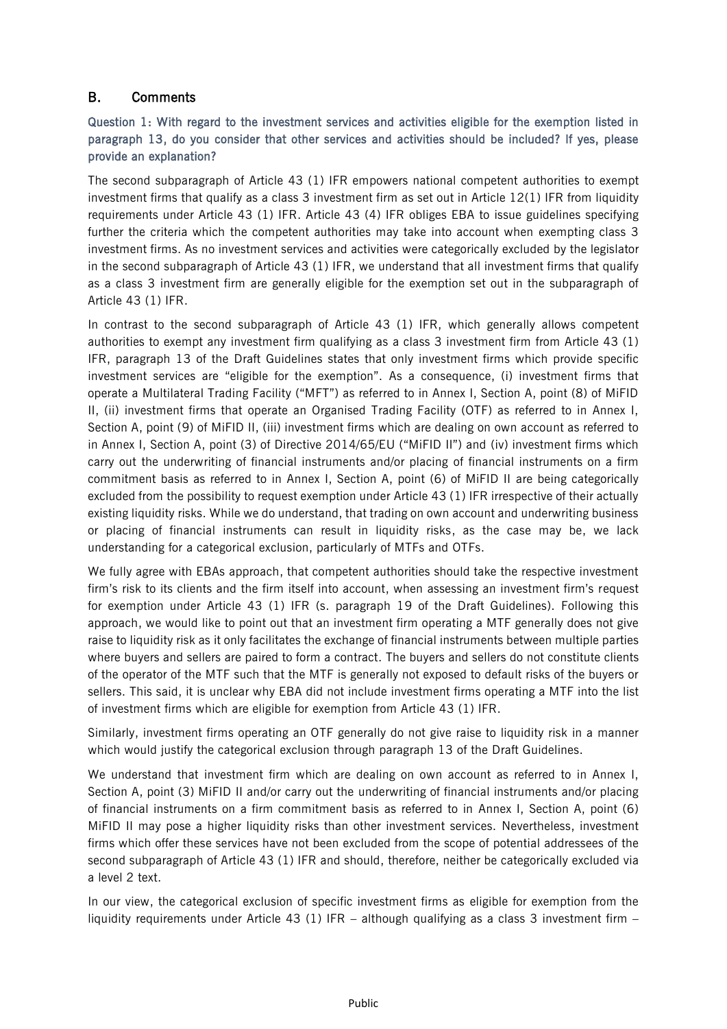## B. Comments

**Question 1: With regard to the investment services and activities eligible for the exemption listed in paragraph 13, do you consider that other services and activities should be included? If yes, please provide an explanation?**

The second subparagraph of Article 43 (1) IFR empowers national competent authorities to exempt investment firms that qualify as a class 3 investment firm as set out in Article 12(1) IFR from liquidity requirements under Article 43 (1) IFR. Article 43 (4) IFR obliges EBA to issue guidelines specifying further the criteria which the competent authorities may take into account when exempting class 3 investment firms. As no investment services and activities were categorically excluded by the legislator in the second subparagraph of Article 43 (1) IFR, we understand that all investment firms that qualify as a class 3 investment firm are generally eligible for the exemption set out in the subparagraph of Article 43 (1) IFR.

In contrast to the second subparagraph of Article 43 (1) IFR, which generally allows competent authorities to exempt any investment firm qualifying as a class 3 investment firm from Article 43 (1) IFR, paragraph 13 of the Draft Guidelines states that only investment firms which provide specific investment services are "eligible for the exemption". As a consequence, (i) investment firms that operate a Multilateral Trading Facility ("MFT") as referred to in Annex I, Section A, point (8) of MiFID II, (ii) investment firms that operate an Organised Trading Facility (OTF) as referred to in Annex I, Section A, point (9) of MiFID II, (iii) investment firms which are dealing on own account as referred to in Annex I, Section A, point (3) of Directive 2014/65/EU ("MiFID II") and (iv) investment firms which carry out the underwriting of financial instruments and/or placing of financial instruments on a firm commitment basis as referred to in Annex I, Section A, point (6) of MiFID II are being categorically excluded from the possibility to request exemption under Article 43 (1) IFR irrespective of their actually existing liquidity risks. While we do understand, that trading on own account and underwriting business or placing of financial instruments can result in liquidity risks, as the case may be, we lack understanding for a categorical exclusion, particularly of MTFs and OTFs.

We fully agree with EBAs approach, that competent authorities should take the respective investment firm's risk to its clients and the firm itself into account, when assessing an investment firm's request for exemption under Article 43 (1) IFR (s. paragraph 19 of the Draft Guidelines). Following this approach, we would like to point out that an investment firm operating a MTF generally does not give raise to liquidity risk as it only facilitates the exchange of financial instruments between multiple parties where buyers and sellers are paired to form a contract. The buyers and sellers do not constitute clients of the operator of the MTF such that the MTF is generally not exposed to default risks of the buyers or sellers. This said, it is unclear why EBA did not include investment firms operating a MTF into the list of investment firms which are eligible for exemption from Article 43 (1) IFR.

Similarly, investment firms operating an OTF generally do not give raise to liquidity risk in a manner which would justify the categorical exclusion through paragraph 13 of the Draft Guidelines.

We understand that investment firm which are dealing on own account as referred to in Annex I, Section A, point (3) MiFID II and/or carry out the underwriting of financial instruments and/or placing of financial instruments on a firm commitment basis as referred to in Annex I, Section A, point (6) MiFID II may pose a higher liquidity risks than other investment services. Nevertheless, investment firms which offer these services have not been excluded from the scope of potential addressees of the second subparagraph of Article 43 (1) IFR and should, therefore, neither be categorically excluded via a level 2 text.

In our view, the categorical exclusion of specific investment firms as eligible for exemption from the liquidity requirements under Article 43 (1) IFR – although qualifying as a class 3 investment firm –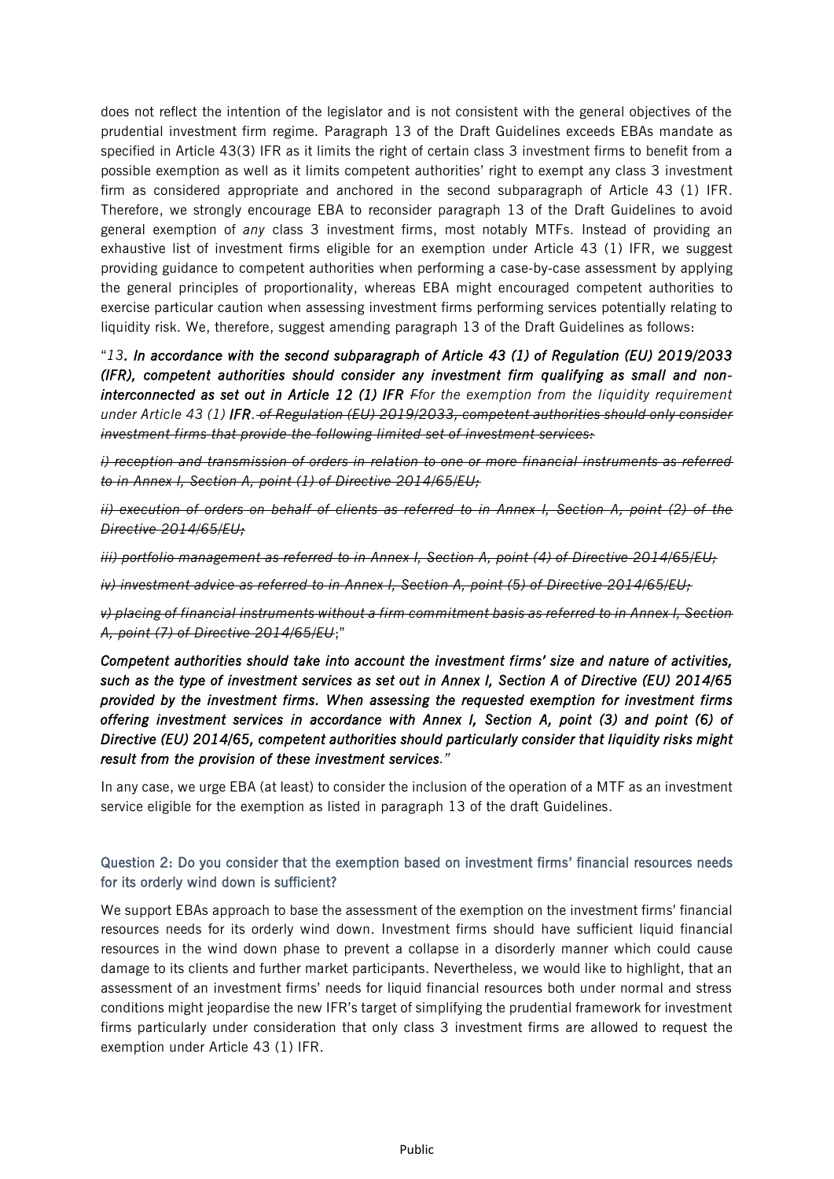does not reflect the intention of the legislator and is not consistent with the general objectives of the prudential investment firm regime. Paragraph 13 of the Draft Guidelines exceeds EBAs mandate as specified in Article 43(3) IFR as it limits the right of certain class 3 investment firms to benefit from a possible exemption as well as it limits competent authorities' right to exempt any class 3 investment firm as considered appropriate and anchored in the second subparagraph of Article 43 (1) IFR. Therefore, we strongly encourage EBA to reconsider paragraph 13 of the Draft Guidelines to avoid general exemption of *any* class 3 investment firms, most notably MTFs. Instead of providing an exhaustive list of investment firms eligible for an exemption under Article 43 (1) IFR, we suggest providing guidance to competent authorities when performing a case-by-case assessment by applying the general principles of proportionality, whereas EBA might encouraged competent authorities to exercise particular caution when assessing investment firms performing services potentially relating to liquidity risk. We, therefore, suggest amending paragraph 13 of the Draft Guidelines as follows:

"*13**. In accordance with the second subparagraph of Article 43 (1) of Regulation (EU) 2019/2033 (IFR), competent authorities should consider any investment firm qualifying as small and non-interconnected as set out in Article 12 (1) IFR*** ~~*F*~~*for the exemption from the liquidity requirement under Article 43 (1)* ***IFR****.* ~~*of Regulation (EU) 2019/2033, competent authorities should only consider investment firms that provide the following limited set of investment services:*~~

~~*i) reception and transmission of orders in relation to one or more financial instruments as referred to in Annex I, Section A, point (1) of Directive 2014/65/EU;*~~

~~*ii) execution of orders on behalf of clients as referred to in Annex I, Section A, point (2) of the Directive 2014/65/EU;*~~

~~*iii) portfolio management as referred to in Annex I, Section A, point (4) of Directive 2014/65/EU;*~~

~~*iv) investment advice as referred to in Annex I, Section A, point (5) of Directive 2014/65/EU;*~~

~~*v) placing of financial instruments without a firm commitment basis as referred to in Annex I, Section A, point (7) of Directive 2014/65/EU*~~;"

***Competent authorities should take into account the investment firms' size and nature of activities, such as the type of investment services as set out in Annex I, Section A of Directive (EU) 2014/65 provided by the investment firms. When assessing the requested exemption for investment firms offering investment services in accordance with Annex I, Section A, point (3) and point (6) of Directive (EU) 2014/65, competent authorities should particularly consider that liquidity risks might result from the provision of these investment services****."*

In any case, we urge EBA (at least) to consider the inclusion of the operation of a MTF as an investment service eligible for the exemption as listed in paragraph 13 of the draft Guidelines.

### Question 2: Do you consider that the exemption based on investment firms' financial resources needs for its orderly wind down is sufficient?

We support EBAs approach to base the assessment of the exemption on the investment firms' financial resources needs for its orderly wind down. Investment firms should have sufficient liquid financial resources in the wind down phase to prevent a collapse in a disorderly manner which could cause damage to its clients and further market participants. Nevertheless, we would like to highlight, that an assessment of an investment firms' needs for liquid financial resources both under normal and stress conditions might jeopardise the new IFR's target of simplifying the prudential framework for investment firms particularly under consideration that only class 3 investment firms are allowed to request the exemption under Article 43 (1) IFR.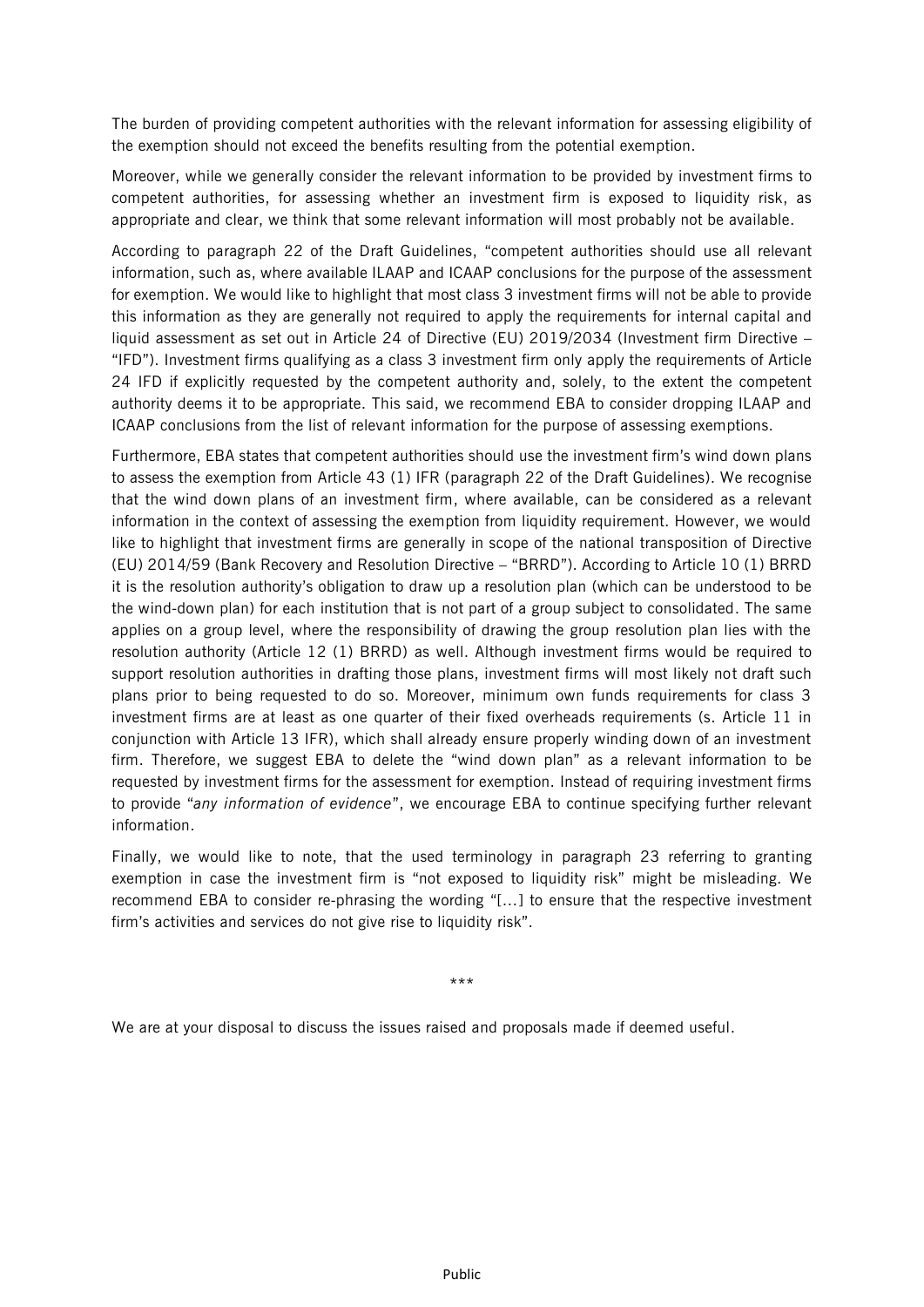The burden of providing competent authorities with the relevant information for assessing eligibility of the exemption should not exceed the benefits resulting from the potential exemption.

Moreover, while we generally consider the relevant information to be provided by investment firms to competent authorities, for assessing whether an investment firm is exposed to liquidity risk, as appropriate and clear, we think that some relevant information will most probably not be available.

According to paragraph 22 of the Draft Guidelines, "competent authorities should use all relevant information, such as, where available ILAAP and ICAAP conclusions for the purpose of the assessment for exemption. We would like to highlight that most class 3 investment firms will not be able to provide this information as they are generally not required to apply the requirements for internal capital and liquid assessment as set out in Article 24 of Directive (EU) 2019/2034 (Investment firm Directive – "IFD"). Investment firms qualifying as a class 3 investment firm only apply the requirements of Article 24 IFD if explicitly requested by the competent authority and, solely, to the extent the competent authority deems it to be appropriate. This said, we recommend EBA to consider dropping ILAAP and ICAAP conclusions from the list of relevant information for the purpose of assessing exemptions.

Furthermore, EBA states that competent authorities should use the investment firm's wind down plans to assess the exemption from Article 43 (1) IFR (paragraph 22 of the Draft Guidelines). We recognise that the wind down plans of an investment firm, where available, can be considered as a relevant information in the context of assessing the exemption from liquidity requirement. However, we would like to highlight that investment firms are generally in scope of the national transposition of Directive (EU) 2014/59 (Bank Recovery and Resolution Directive – "BRRD"). According to Article 10 (1) BRRD it is the resolution authority's obligation to draw up a resolution plan (which can be understood to be the wind-down plan) for each institution that is not part of a group subject to consolidated. The same applies on a group level, where the responsibility of drawing the group resolution plan lies with the resolution authority (Article 12 (1) BRRD) as well. Although investment firms would be required to support resolution authorities in drafting those plans, investment firms will most likely not draft such plans prior to being requested to do so. Moreover, minimum own funds requirements for class 3 investment firms are at least as one quarter of their fixed overheads requirements (s. Article 11 in conjunction with Article 13 IFR), which shall already ensure properly winding down of an investment firm. Therefore, we suggest EBA to delete the "wind down plan" as a relevant information to be requested by investment firms for the assessment for exemption. Instead of requiring investment firms to provide "*any information of evidence*", we encourage EBA to continue specifying further relevant information.

Finally, we would like to note, that the used terminology in paragraph 23 referring to granting exemption in case the investment firm is "not exposed to liquidity risk" might be misleading. We recommend EBA to consider re-phrasing the wording "[…] to ensure that the respective investment firm's activities and services do not give rise to liquidity risk".

***

We are at your disposal to discuss the issues raised and proposals made if deemed useful.

Public